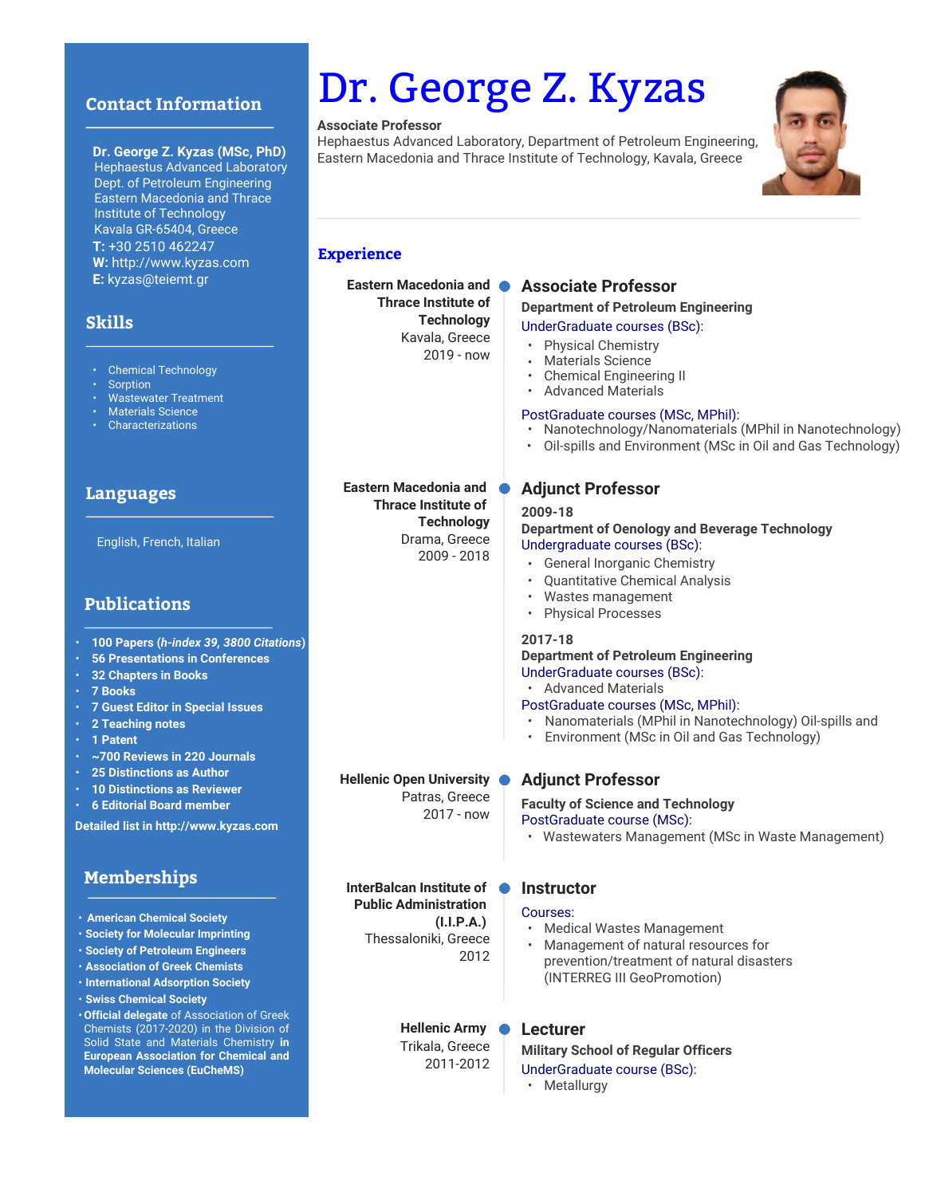# Dr. George Z. Kyzas

**Associate Professor**
Hephaestus Advanced Laboratory, Department of Petroleum Engineering, Eastern Macedonia and Thrace Institute of Technology, Kavala, Greece

## Contact Information

**Dr. George Z. Kyzas (MSc, PhD)**
Hephaestus Advanced Laboratory
Dept. of Petroleum Engineering
Eastern Macedonia and Thrace Institute of Technology
Kavala GR-65404, Greece
**T:** +30 2510 462247
**W:** http://www.kyzas.com
**E:** kyzas@teiemt.gr

## Skills

- Chemical Technology
- Sorption
- Wastewater Treatment
- Materials Science
- Characterizations

## Languages

English, French, Italian

## Publications

- **100 Papers (*h-index 39, 3800 Citations*)**
- **56 Presentations in Conferences**
- **32 Chapters in Books**
- **7 Books**
- **7 Guest Editor in Special Issues**
- **2 Teaching notes**
- **1 Patent**
- **~700 Reviews in 220 Journals**
- **25 Distinctions as Author**
- **10 Distinctions as Reviewer**
- **6 Editorial Board member**

**Detailed list in http://www.kyzas.com**

## Memberships

- **American Chemical Society**
- **Society for Molecular Imprinting**
- **Society of Petroleum Engineers**
- **Association of Greek Chemists**
- **International Adsorption Society**
- **Swiss Chemical Society**
- **Official delegate** of Association of Greek Chemists (2017-2020) in the Division of Solid State and Materials Chemistry **in European Association for Chemical and Molecular Sciences (EuCheMS)**

## Experience

**Eastern Macedonia and Thrace Institute of Technology**
Kavala, Greece
2019 - now

### Associate Professor

**Department of Petroleum Engineering**

UnderGraduate courses (BSc):
- Physical Chemistry
- Materials Science
- Chemical Engineering II
- Advanced Materials

PostGraduate courses (MSc, MPhil):
- Nanotechnology/Nanomaterials (MPhil in Nanotechnology)
- Oil-spills and Environment (MSc in Oil and Gas Technology)

**Eastern Macedonia and Thrace Institute of Technology**
Drama, Greece
2009 - 2018

### Adjunct Professor

**2009-18**
**Department of Oenology and Beverage Technology**

Undergraduate courses (BSc):
- General Inorganic Chemistry
- Quantitative Chemical Analysis
- Wastes management
- Physical Processes

**2017-18**
**Department of Petroleum Engineering**

UnderGraduate courses (BSc):
- Advanced Materials

PostGraduate courses (MSc, MPhil):
- Nanomaterials (MPhil in Nanotechnology) Oil-spills and
- Environment (MSc in Oil and Gas Technology)

**Hellenic Open University**
Patras, Greece
2017 - now

### Adjunct Professor

**Faculty of Science and Technology**

PostGraduate course (MSc):
- Wastewaters Management (MSc in Waste Management)

**InterBalcan Institute of Public Administration (I.I.P.A.)**
Thessaloniki, Greece
2012

### Instructor

Courses:
- Medical Wastes Management
- Management of natural resources for prevention/treatment of natural disasters (INTERREG III GeoPromotion)

**Hellenic Army**
Trikala, Greece
2011-2012

### Lecturer

**Military School of Regular Officers**

UnderGraduate course (BSc):
- Metallurgy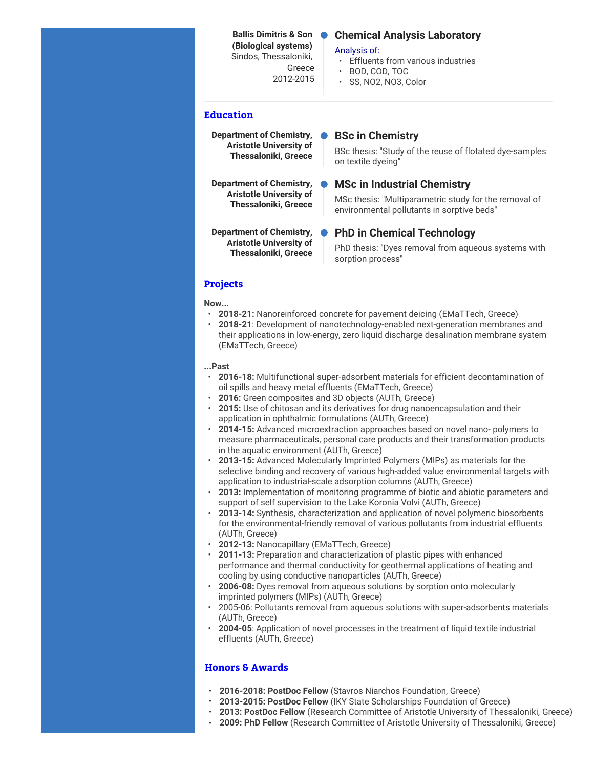**Ballis Dimitris & Son (Biological systems)**
Sindos, Thessaloniki, Greece
2012-2015

### Chemical Analysis Laboratory

Analysis of:

- Effluents from various industries
- BOD, COD, TOC
- SS, $NO_2$, $NO_3$, Color

## Education

**Department of Chemistry, Aristotle University of Thessaloniki, Greece**

### BSc in Chemistry

BSc thesis: "Study of the reuse of flotated dye-samples on textile dyeing"

**Department of Chemistry, Aristotle University of Thessaloniki, Greece**

### MSc in Industrial Chemistry

MSc thesis: "Multiparametric study for the removal of environmental pollutants in sorptive beds"

**Department of Chemistry, Aristotle University of Thessaloniki, Greece**

### PhD in Chemical Technology

PhD thesis: "Dyes removal from aqueous systems with sorption process"

## Projects

**Now...**

- **2018-21:** Nanoreinforced concrete for pavement deicing (EMaTTech, Greece)
- **2018-21**: Development of nanotechnology-enabled next-generation membranes and their applications in low-energy, zero liquid discharge desalination membrane system (EMaTTech, Greece)

**...Past**

- **2016-18:** Multifunctional super-adsorbent materials for efficient decontamination of oil spills and heavy metal effluents (EMaTTech, Greece)
- **2016:** Green composites and 3D objects (AUTh, Greece)
- **2015:** Use of chitosan and its derivatives for drug nanoencapsulation and their application in ophthalmic formulations (AUTh, Greece)
- **2014-15:** Advanced microextraction approaches based on novel nano- polymers to measure pharmaceuticals, personal care products and their transformation products in the aquatic environment (AUTh, Greece)
- **2013-15:** Advanced Molecularly Imprinted Polymers (MIPs) as materials for the selective binding and recovery of various high-added value environmental targets with application to industrial-scale adsorption columns (AUTh, Greece)
- **2013:** Implementation of monitoring programme of biotic and abiotic parameters and support of self supervision to the Lake Koronia Volvi (AUTh, Greece)
- **2013-14:** Synthesis, characterization and application of novel polymeric biosorbents for the environmental-friendly removal of various pollutants from industrial effluents (AUTh, Greece)
- **2012-13:** Nanocapillary (EMaTTech, Greece)
- **2011-13:** Preparation and characterization of plastic pipes with enhanced performance and thermal conductivity for geothermal applications of heating and cooling by using conductive nanoparticles (AUTh, Greece)
- **2006-08:** Dyes removal from aqueous solutions by sorption onto molecularly imprinted polymers (MIPs) (AUTh, Greece)
- 2005-06: Pollutants removal from aqueous solutions with super-adsorbents materials (AUTh, Greece)
- **2004-05**: Application of novel processes in the treatment of liquid textile industrial effluents (AUTh, Greece)

## Honors & Awards

- **2016-2018: PostDoc Fellow** (Stavros Niarchos Foundation, Greece)
- **2013-2015: PostDoc Fellow** (IKY State Scholarships Foundation of Greece)
- **2013: PostDoc Fellow** (Research Committee of Aristotle University of Thessaloniki, Greece)
- **2009: PhD Fellow** (Research Committee of Aristotle University of Thessaloniki, Greece)